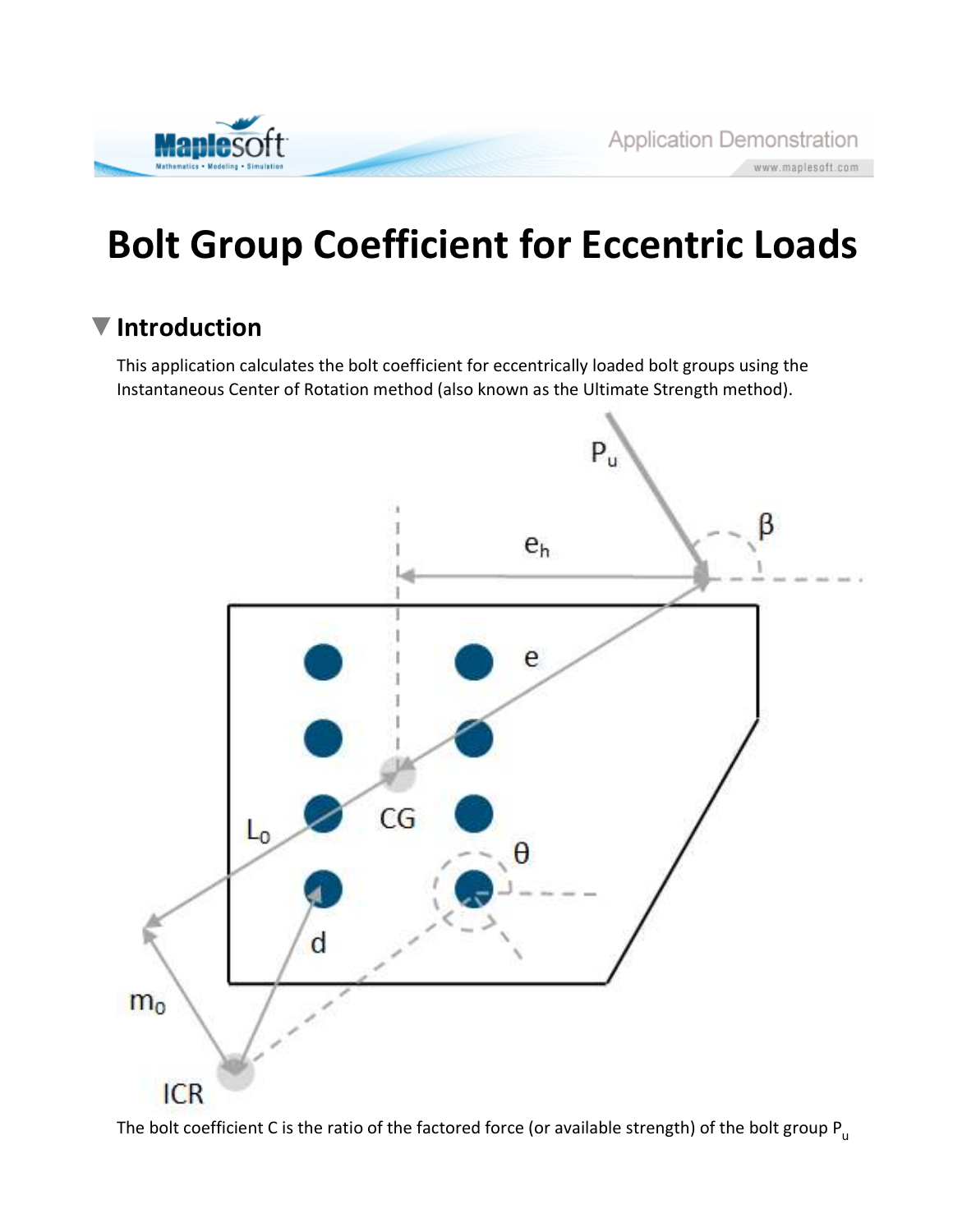# Bolt Group Coefficient for Eccentric Loads

## Introduction

This application calculates the bolt coefficient for eccentrically loaded bolt groups using the Instantaneous Center of Rotation method (also known as the Ultimate Strength method).

The bolt coefficient C is the ratio of the factored force (or available strength) of the bolt group $P_u$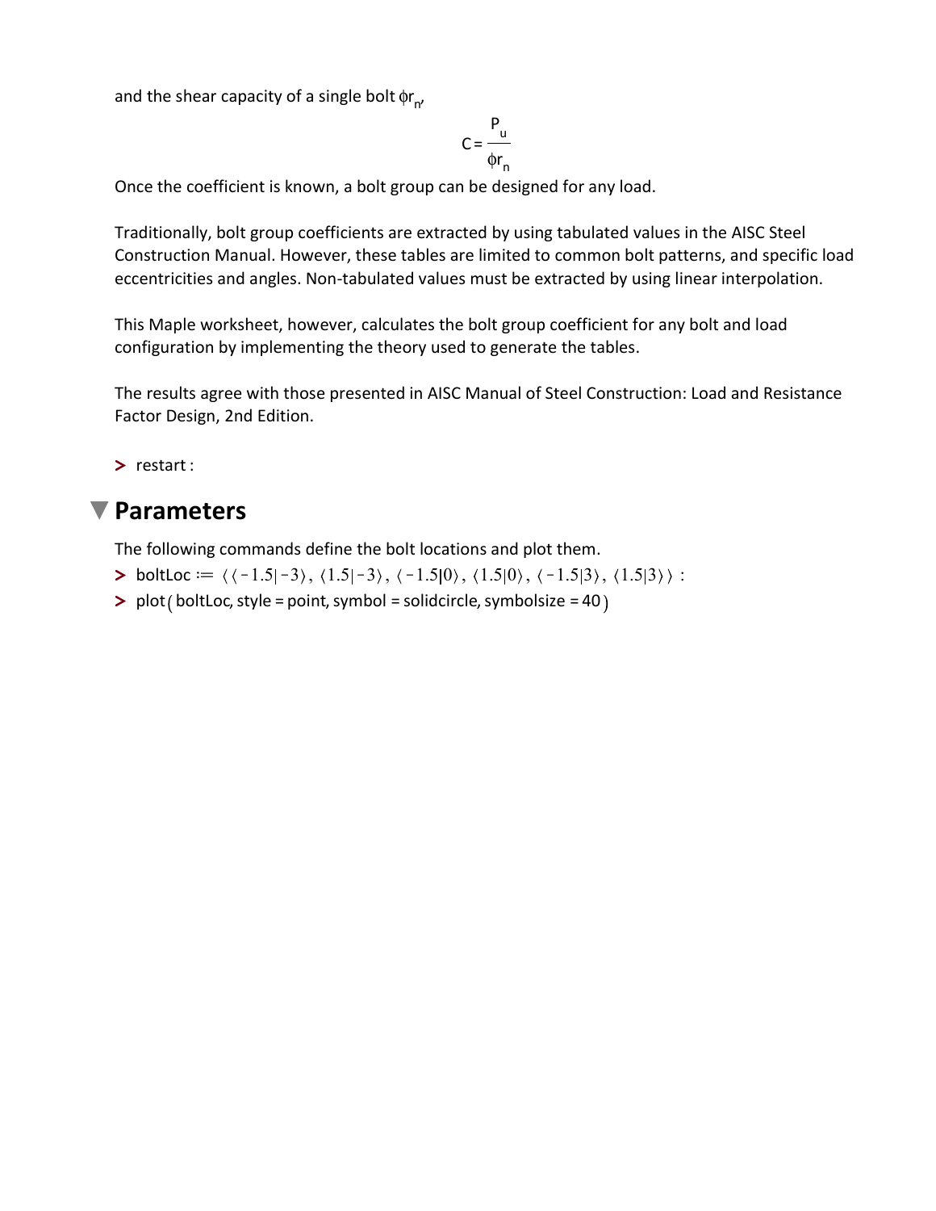and the shear capacity of a single bolt $\phi r_n$,

$$C = \frac{P_u}{\phi r_n}$$

Once the coefficient is known, a bolt group can be designed for any load.

Traditionally, bolt group coefficients are extracted by using tabulated values in the AISC Steel Construction Manual. However, these tables are limited to common bolt patterns, and specific load eccentricities and angles. Non-tabulated values must be extracted by using linear interpolation.

This Maple worksheet, however, calculates the bolt group coefficient for any bolt and load configuration by implementing the theory used to generate the tables.

The results agree with those presented in AISC Manual of Steel Construction: Load and Resistance Factor Design, 2nd Edition.

```
> restart:
```

## Parameters

The following commands define the bolt locations and plot them.

```
> boltLoc := ⟨⟨-1.5|-3⟩, ⟨1.5|-3⟩, ⟨-1.5|0⟩, ⟨1.5|0⟩, ⟨-1.5|3⟩, ⟨1.5|3⟩⟩ :
> plot(boltLoc, style = point, symbol = solidcircle, symbolsize = 40)
```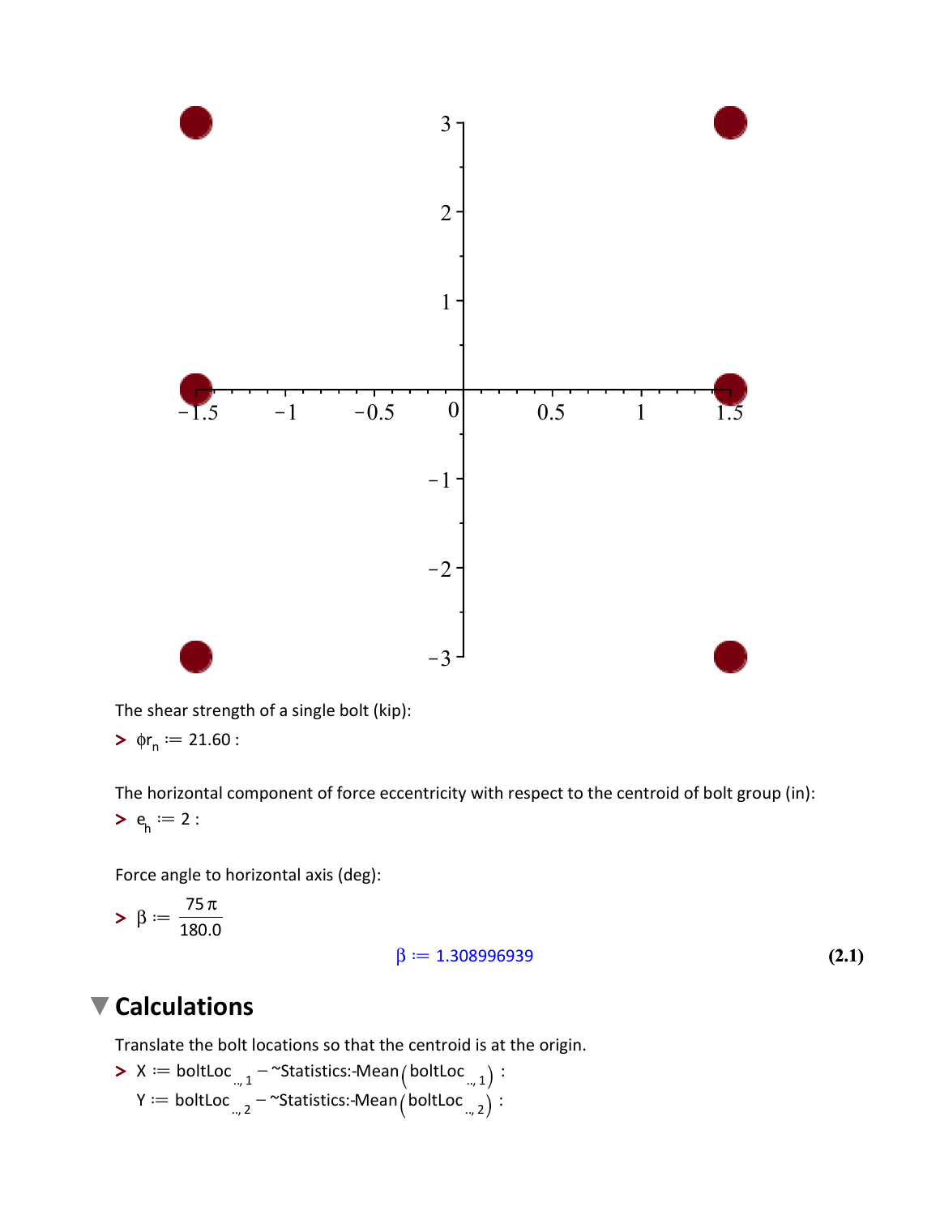The shear strength of a single bolt (kip):

> $\phi r_n := 21.60$ :

The horizontal component of force eccentricity with respect to the centroid of bolt group (in):

> $e_h := 2$ :

Force angle to horizontal axis (deg):

> $\beta := \frac{75\,\pi}{180.0}$

$$\beta := 1.308996939 \tag{2.1}$$

## Calculations

Translate the bolt locations so that the centroid is at the origin.

> $X := boltLoc_{..,1} - \sim Statistics{:}\text{-}Mean\left(boltLoc_{..,1}\right)$ :
  $Y := boltLoc_{..,2} - \sim Statistics{:}\text{-}Mean\left(boltLoc_{..,2}\right)$ :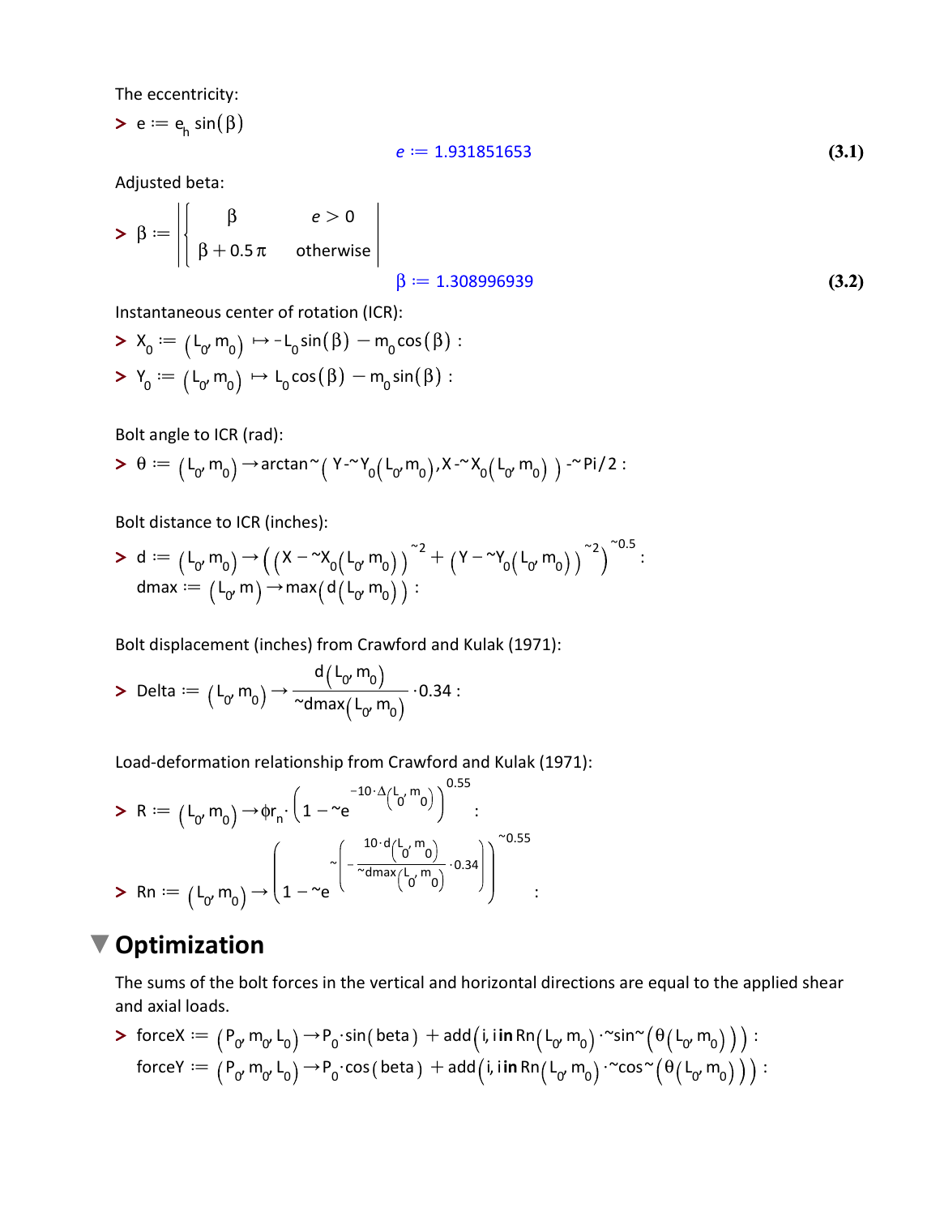The eccentricity:

$$> e := e_h \sin(\beta)$$

$$e := 1.931851653 \qquad \textbf{(3.1)}$$

Adjusted beta:

$$> \beta := \left|\left\{ \begin{array}{cc} \beta & e > 0 \\ \beta + 0.5\,\pi & \text{otherwise} \end{array} \right.\right|$$

$$\beta := 1.308996939 \qquad \textbf{(3.2)}$$

Instantaneous center of rotation (ICR):

$$> X_0 := (L_0, m_0) \mapsto -L_0 \sin(\beta) - m_0 \cos(\beta) :$$

$$> Y_0 := (L_0, m_0) \mapsto L_0 \cos(\beta) - m_0 \sin(\beta) :$$

Bolt angle to ICR (rad):

$$> \theta := (L_0, m_0) \rightarrow \arctan\sim\left( Y -\sim Y_0(L_0, m_0), X -\sim X_0(L_0, m_0) \right) -\sim Pi/2 :$$

Bolt distance to ICR (inches):

$$> d := (L_0, m_0) \rightarrow \left( \left( X - \sim X_0(L_0, m_0) \right)^{\sim 2} + \left( Y - \sim Y_0(L_0, m_0) \right)^{\sim 2} \right)^{\sim 0.5} :$$

$$dmax := (L_0, m) \rightarrow \max\left( d(L_0, m_0) \right) :$$

Bolt displacement (inches) from Crawford and Kulak (1971):

$$> Delta := (L_0, m_0) \rightarrow \frac{d(L_0, m_0)}{\sim dmax(L_0, m_0)} \cdot 0.34 :$$

Load-deformation relationship from Crawford and Kulak (1971):

$$> R := (L_0, m_0) \rightarrow \phi r_n \cdot \left( 1 - \sim e^{-10 \cdot \Delta(L_0, m_0)} \right)^{0.55} :$$

$$> Rn := (L_0, m_0) \rightarrow \left( 1 - \sim e^{\sim\left( -\frac{10 \cdot d(L_0, m_0)}{\sim dmax(L_0, m_0)} \cdot 0.34 \right)} \right)^{\sim 0.55} :$$

## Optimization

The sums of the bolt forces in the vertical and horizontal directions are equal to the applied shear and axial loads.

$$> forceX := (P_0, m_0, L_0) \rightarrow P_0 \cdot \sin(beta) + add\left(i, i \textbf{ in } Rn(L_0, m_0) \cdot \sim \sin\sim\left(\theta(L_0, m_0)\right)\right) :$$

$$forceY := (P_0, m_0, L_0) \rightarrow P_0 \cdot \cos(beta) + add\left(i, i \textbf{ in } Rn(L_0, m_0) \cdot \sim \cos\sim\left(\theta(L_0, m_0)\right)\right) :$$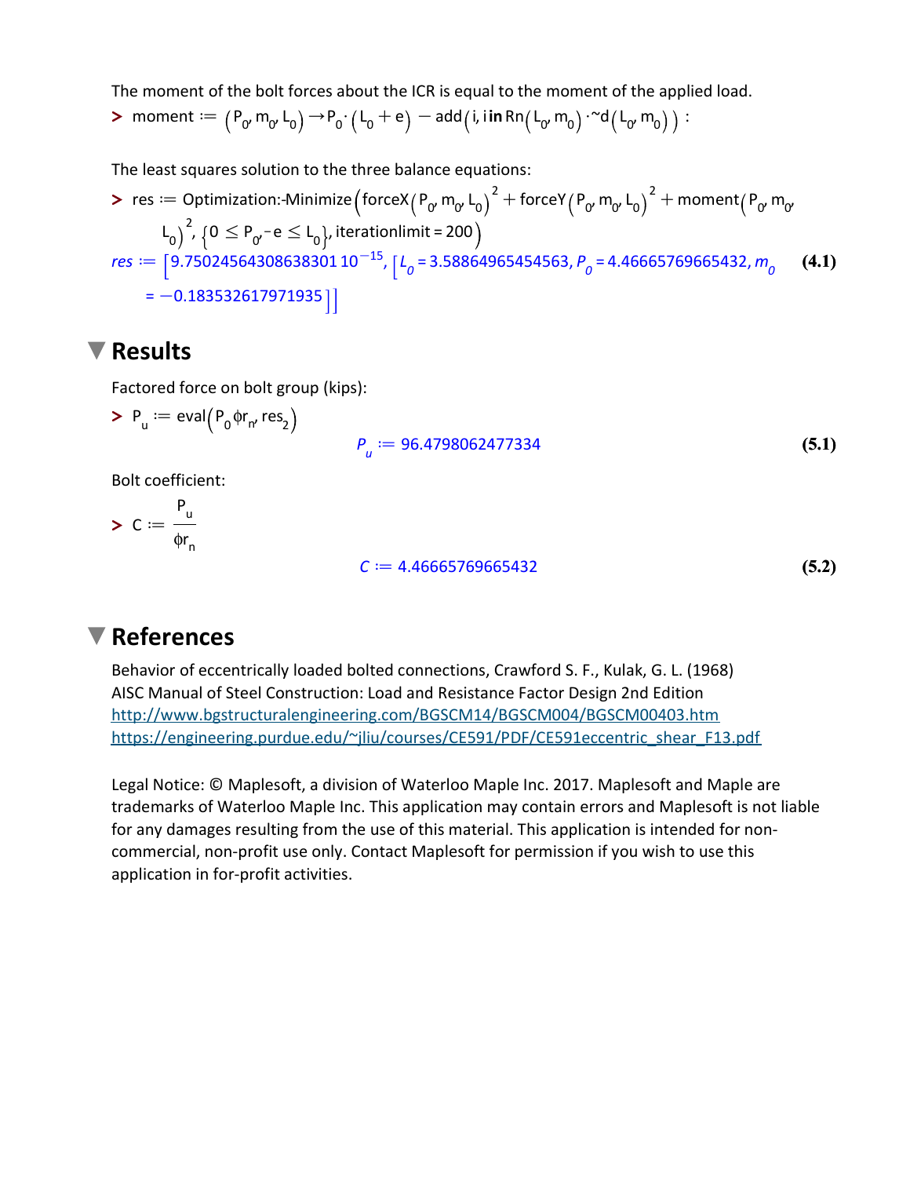The moment of the bolt forces about the ICR is equal to the moment of the applied load.

```
> moment := (P_0, m_0, L_0) → P_0 · (L_0 + e) − add(i, i in Rn(L_0, m_0) ·~d(L_0, m_0)) :
```

The least squares solution to the three balance equations:

```
> res := Optimization:-Minimize(forceX(P_0, m_0, L_0)^2 + forceY(P_0, m_0, L_0)^2 + moment(P_0, m_0, L_0)^2, {0 ≤ P_0 − e ≤ L_0}, iterationlimit = 200)
```

$$res := \left[9.75024564308638301\ 10^{-15}, \left[L_0 = 3.58864965454563, P_0 = 4.46665769665432, m_0 = -0.183532617971935\right]\right] \quad \textbf{(4.1)}$$

## Results

Factored force on bolt group (kips):

```
> P_u := eval(P_0 φr_n, res_2)
```

$$P_u := 96.4798062477334 \quad \textbf{(5.1)}$$

Bolt coefficient:

```
> C := P_u / φr_n
```

$$C := 4.46665769665432 \quad \textbf{(5.2)}$$

## References

Behavior of eccentrically loaded bolted connections, Crawford S. F., Kulak, G. L. (1968)
AISC Manual of Steel Construction: Load and Resistance Factor Design 2nd Edition
http://www.bgstructuralengineering.com/BGSCM14/BGSCM004/BGSCM00403.htm
https://engineering.purdue.edu/~jliu/courses/CE591/PDF/CE591eccentric_shear_F13.pdf

Legal Notice: © Maplesoft, a division of Waterloo Maple Inc. 2017. Maplesoft and Maple are trademarks of Waterloo Maple Inc. This application may contain errors and Maplesoft is not liable for any damages resulting from the use of this material. This application is intended for non-commercial, non-profit use only. Contact Maplesoft for permission if you wish to use this application in for-profit activities.